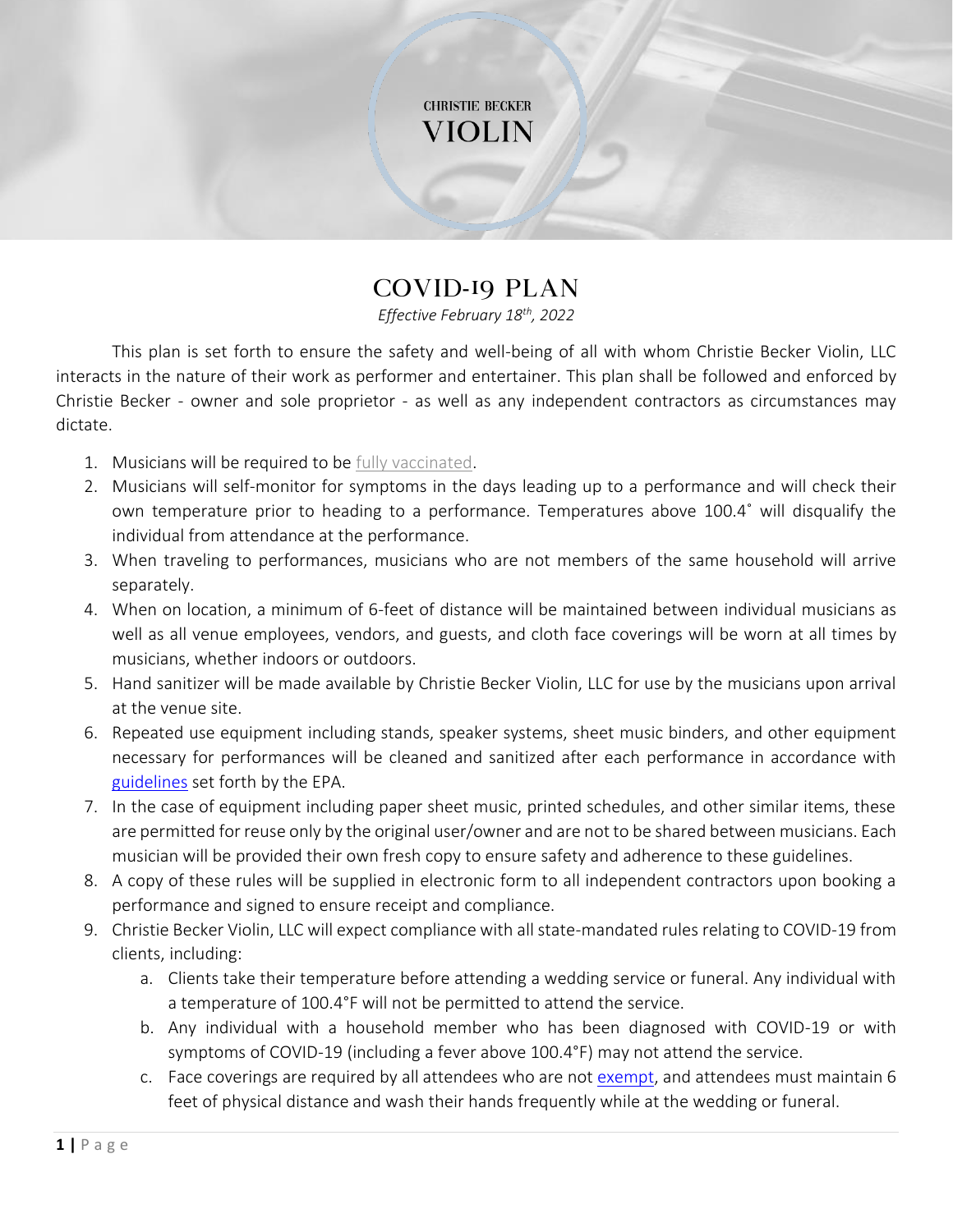CHRISTIE BECKER

VIOLIN

# COVID-19 PLAN

*Effective February 18th, 2022*

This plan is set forth to ensure the safety and well-being of all with whom Christie Becker Violin, LLC interacts in the nature of their work as performer and entertainer. This plan shall be followed and enforced by Christie Becker - owner and sole proprietor - as well as any independent contractors as circumstances may dictate.

1. Musicians will be required to be fully vaccinated.
2. Musicians will self-monitor for symptoms in the days leading up to a performance and will check their own temperature prior to heading to a performance. Temperatures above 100.4˚ will disqualify the individual from attendance at the performance.
3. When traveling to performances, musicians who are not members of the same household will arrive separately.
4. When on location, a minimum of 6-feet of distance will be maintained between individual musicians as well as all venue employees, vendors, and guests, and cloth face coverings will be worn at all times by musicians, whether indoors or outdoors.
5. Hand sanitizer will be made available by Christie Becker Violin, LLC for use by the musicians upon arrival at the venue site.
6. Repeated use equipment including stands, speaker systems, sheet music binders, and other equipment necessary for performances will be cleaned and sanitized after each performance in accordance with guidelines set forth by the EPA.
7. In the case of equipment including paper sheet music, printed schedules, and other similar items, these are permitted for reuse only by the original user/owner and are not to be shared between musicians. Each musician will be provided their own fresh copy to ensure safety and adherence to these guidelines.
8. A copy of these rules will be supplied in electronic form to all independent contractors upon booking a performance and signed to ensure receipt and compliance.
9. Christie Becker Violin, LLC will expect compliance with all state-mandated rules relating to COVID-19 from clients, including:
   a. Clients take their temperature before attending a wedding service or funeral. Any individual with a temperature of 100.4°F will not be permitted to attend the service.
   b. Any individual with a household member who has been diagnosed with COVID-19 or with symptoms of COVID-19 (including a fever above 100.4°F) may not attend the service.
   c. Face coverings are required by all attendees who are not exempt, and attendees must maintain 6 feet of physical distance and wash their hands frequently while at the wedding or funeral.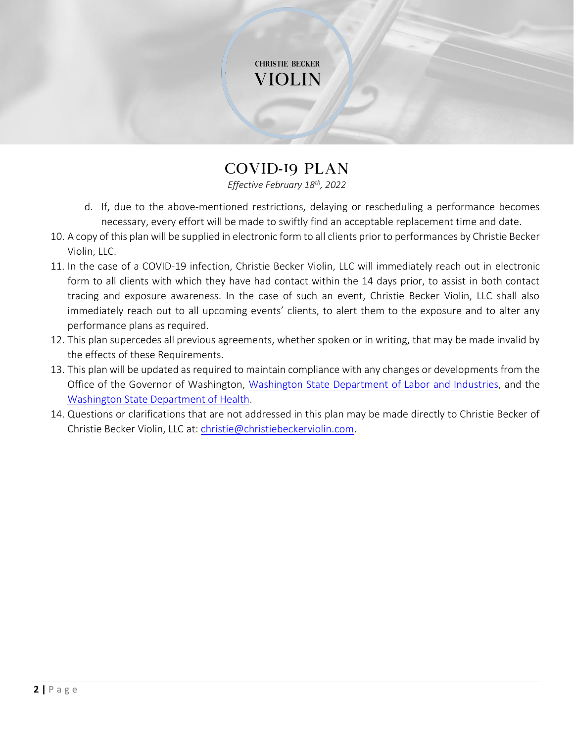# COVID-19 PLAN

*Effective February 18th, 2022*

   d. If, due to the above-mentioned restrictions, delaying or rescheduling a performance becomes necessary, every effort will be made to swiftly find an acceptable replacement time and date.

10. A copy of this plan will be supplied in electronic form to all clients prior to performances by Christie Becker Violin, LLC.
11. In the case of a COVID-19 infection, Christie Becker Violin, LLC will immediately reach out in electronic form to all clients with which they have had contact within the 14 days prior, to assist in both contact tracing and exposure awareness. In the case of such an event, Christie Becker Violin, LLC shall also immediately reach out to all upcoming events' clients, to alert them to the exposure and to alter any performance plans as required.
12. This plan supercedes all previous agreements, whether spoken or in writing, that may be made invalid by the effects of these Requirements.
13. This plan will be updated as required to maintain compliance with any changes or developments from the Office of the Governor of Washington, Washington State Department of Labor and Industries, and the Washington State Department of Health.
14. Questions or clarifications that are not addressed in this plan may be made directly to Christie Becker of Christie Becker Violin, LLC at: christie@christiebeckerviolin.com.